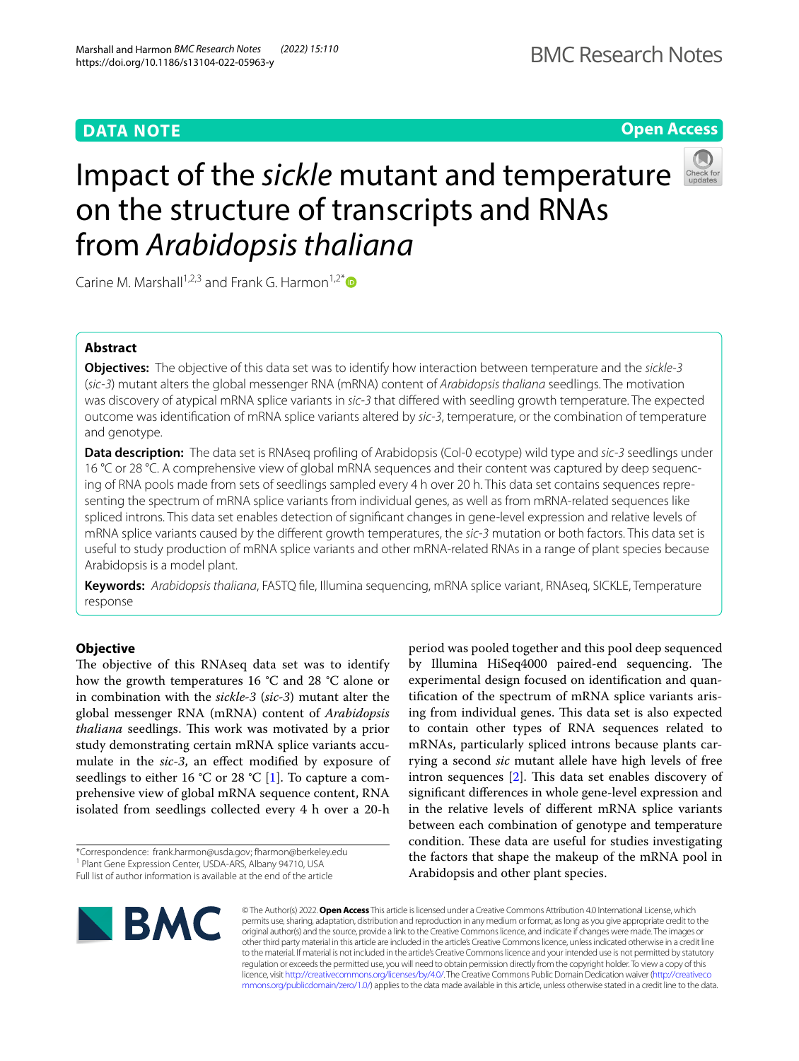**DATA NOTE**

**Open Access**

# Impact of the *sickle* mutant and temperature on the structure of transcripts and RNAs from *Arabidopsis thaliana*

Carine M. Marshall[1,2,3] and Frank G. Harmon[1,2*]

## Abstract

**Objectives:** The objective of this data set was to identify how interaction between temperature and the *sickle-3* (*sic-3*) mutant alters the global messenger RNA (mRNA) content of *Arabidopsis thaliana* seedlings. The motivation was discovery of atypical mRNA splice variants in *sic-3* that differed with seedling growth temperature. The expected outcome was identification of mRNA splice variants altered by *sic-3*, temperature, or the combination of temperature and genotype.

**Data description:** The data set is RNAseq profiling of Arabidopsis (Col-0 ecotype) wild type and *sic-3* seedlings under 16 °C or 28 °C. A comprehensive view of global mRNA sequences and their content was captured by deep sequencing of RNA pools made from sets of seedlings sampled every 4 h over 20 h. This data set contains sequences representing the spectrum of mRNA splice variants from individual genes, as well as from mRNA-related sequences like spliced introns. This data set enables detection of significant changes in gene-level expression and relative levels of mRNA splice variants caused by the different growth temperatures, the *sic-3* mutation or both factors. This data set is useful to study production of mRNA splice variants and other mRNA-related RNAs in a range of plant species because Arabidopsis is a model plant.

**Keywords:** *Arabidopsis thaliana*, FASTQ file, Illumina sequencing, mRNA splice variant, RNAseq, SICKLE, Temperature response

## Objective

The objective of this RNAseq data set was to identify how the growth temperatures 16 °C and 28 °C alone or in combination with the *sickle-3* (*sic-3*) mutant alter the global messenger RNA (mRNA) content of *Arabidopsis thaliana* seedlings. This work was motivated by a prior study demonstrating certain mRNA splice variants accumulate in the *sic-3*, an effect modified by exposure of seedlings to either 16 °C or 28 °C [1]. To capture a comprehensive view of global mRNA sequence content, RNA isolated from seedlings collected every 4 h over a 20-h period was pooled together and this pool deep sequenced by Illumina HiSeq4000 paired-end sequencing. The experimental design focused on identification and quantification of the spectrum of mRNA splice variants arising from individual genes. This data set is also expected to contain other types of RNA sequences related to mRNAs, particularly spliced introns because plants carrying a second *sic* mutant allele have high levels of free intron sequences [2]. This data set enables discovery of significant differences in whole gene-level expression and in the relative levels of different mRNA splice variants between each combination of genotype and temperature condition. These data are useful for studies investigating the factors that shape the makeup of the mRNA pool in Arabidopsis and other plant species.

*Correspondence: frank.harmon@usda.gov; fharmon@berkeley.edu
[1] Plant Gene Expression Center, USDA-ARS, Albany 94710, USA
Full list of author information is available at the end of the article

© The Author(s) 2022. **Open Access** This article is licensed under a Creative Commons Attribution 4.0 International License, which permits use, sharing, adaptation, distribution and reproduction in any medium or format, as long as you give appropriate credit to the original author(s) and the source, provide a link to the Creative Commons licence, and indicate if changes were made. The images or other third party material in this article are included in the article's Creative Commons licence, unless indicated otherwise in a credit line to the material. If material is not included in the article's Creative Commons licence and your intended use is not permitted by statutory regulation or exceeds the permitted use, you will need to obtain permission directly from the copyright holder. To view a copy of this licence, visit http://creativecommons.org/licenses/by/4.0/. The Creative Commons Public Domain Dedication waiver (http://creativecommons.org/publicdomain/zero/1.0/) applies to the data made available in this article, unless otherwise stated in a credit line to the data.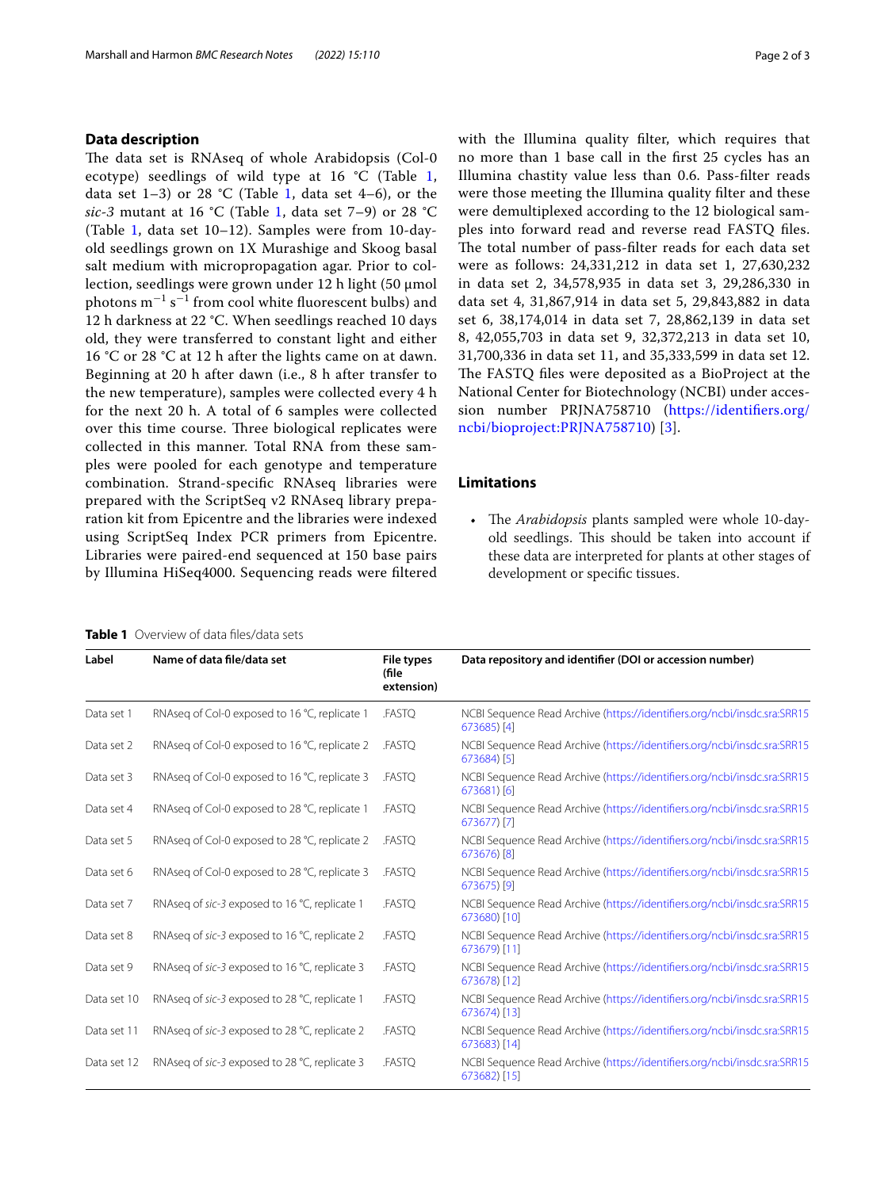## Data description

The data set is RNAseq of whole Arabidopsis (Col-0 ecotype) seedlings of wild type at 16 °C (Table 1, data set 1–3) or 28 °C (Table 1, data set 4–6), or the *sic-3* mutant at 16 °C (Table 1, data set 7–9) or 28 °C (Table 1, data set 10–12). Samples were from 10-day-old seedlings grown on 1X Murashige and Skoog basal salt medium with micropropagation agar. Prior to collection, seedlings were grown under 12 h light (50 µmol photons $m^{-1}$ $s^{-1}$ from cool white fluorescent bulbs) and 12 h darkness at 22 °C. When seedlings reached 10 days old, they were transferred to constant light and either 16 °C or 28 °C at 12 h after the lights came on at dawn. Beginning at 20 h after dawn (i.e., 8 h after transfer to the new temperature), samples were collected every 4 h for the next 20 h. A total of 6 samples were collected over this time course. Three biological replicates were collected in this manner. Total RNA from these samples were pooled for each genotype and temperature combination. Strand-specific RNAseq libraries were prepared with the ScriptSeq v2 RNAseq library preparation kit from Epicentre and the libraries were indexed using ScriptSeq Index PCR primers from Epicentre. Libraries were paired-end sequenced at 150 base pairs by Illumina HiSeq4000. Sequencing reads were filtered with the Illumina quality filter, which requires that no more than 1 base call in the first 25 cycles has an Illumina chastity value less than 0.6. Pass-filter reads were those meeting the Illumina quality filter and these were demultiplexed according to the 12 biological samples into forward read and reverse read FASTQ files. The total number of pass-filter reads for each data set were as follows: 24,331,212 in data set 1, 27,630,232 in data set 2, 34,578,935 in data set 3, 29,286,330 in data set 4, 31,867,914 in data set 5, 29,843,882 in data set 6, 38,174,014 in data set 7, 28,862,139 in data set 8, 42,055,703 in data set 9, 32,372,213 in data set 10, 31,700,336 in data set 11, and 35,333,599 in data set 12. The FASTQ files were deposited as a BioProject at the National Center for Biotechnology (NCBI) under accession number PRJNA758710 (https://identifiers.org/ncbi/bioproject:PRJNA758710) [3].

## Limitations

- The *Arabidopsis* plants sampled were whole 10-day-old seedlings. This should be taken into account if these data are interpreted for plants at other stages of development or specific tissues.

**Table 1** Overview of data files/data sets

| Label | Name of data file/data set | File types (file extension) | Data repository and identifier (DOI or accession number) |
|---|---|---|---|
| Data set 1 | RNAseq of Col-0 exposed to 16 °C, replicate 1 | .FASTQ | NCBI Sequence Read Archive (https://identifiers.org/ncbi/insdc.sra:SRR15673685) [4] |
| Data set 2 | RNAseq of Col-0 exposed to 16 °C, replicate 2 | .FASTQ | NCBI Sequence Read Archive (https://identifiers.org/ncbi/insdc.sra:SRR15673684) [5] |
| Data set 3 | RNAseq of Col-0 exposed to 16 °C, replicate 3 | .FASTQ | NCBI Sequence Read Archive (https://identifiers.org/ncbi/insdc.sra:SRR15673681) [6] |
| Data set 4 | RNAseq of Col-0 exposed to 28 °C, replicate 1 | .FASTQ | NCBI Sequence Read Archive (https://identifiers.org/ncbi/insdc.sra:SRR15673677) [7] |
| Data set 5 | RNAseq of Col-0 exposed to 28 °C, replicate 2 | .FASTQ | NCBI Sequence Read Archive (https://identifiers.org/ncbi/insdc.sra:SRR15673676) [8] |
| Data set 6 | RNAseq of Col-0 exposed to 28 °C, replicate 3 | .FASTQ | NCBI Sequence Read Archive (https://identifiers.org/ncbi/insdc.sra:SRR15673675) [9] |
| Data set 7 | RNAseq of *sic-3* exposed to 16 °C, replicate 1 | .FASTQ | NCBI Sequence Read Archive (https://identifiers.org/ncbi/insdc.sra:SRR15673680) [10] |
| Data set 8 | RNAseq of *sic-3* exposed to 16 °C, replicate 2 | .FASTQ | NCBI Sequence Read Archive (https://identifiers.org/ncbi/insdc.sra:SRR15673679) [11] |
| Data set 9 | RNAseq of *sic-3* exposed to 16 °C, replicate 3 | .FASTQ | NCBI Sequence Read Archive (https://identifiers.org/ncbi/insdc.sra:SRR15673678) [12] |
| Data set 10 | RNAseq of *sic-3* exposed to 28 °C, replicate 1 | .FASTQ | NCBI Sequence Read Archive (https://identifiers.org/ncbi/insdc.sra:SRR15673674) [13] |
| Data set 11 | RNAseq of *sic-3* exposed to 28 °C, replicate 2 | .FASTQ | NCBI Sequence Read Archive (https://identifiers.org/ncbi/insdc.sra:SRR15673683) [14] |
| Data set 12 | RNAseq of *sic-3* exposed to 28 °C, replicate 3 | .FASTQ | NCBI Sequence Read Archive (https://identifiers.org/ncbi/insdc.sra:SRR15673682) [15] |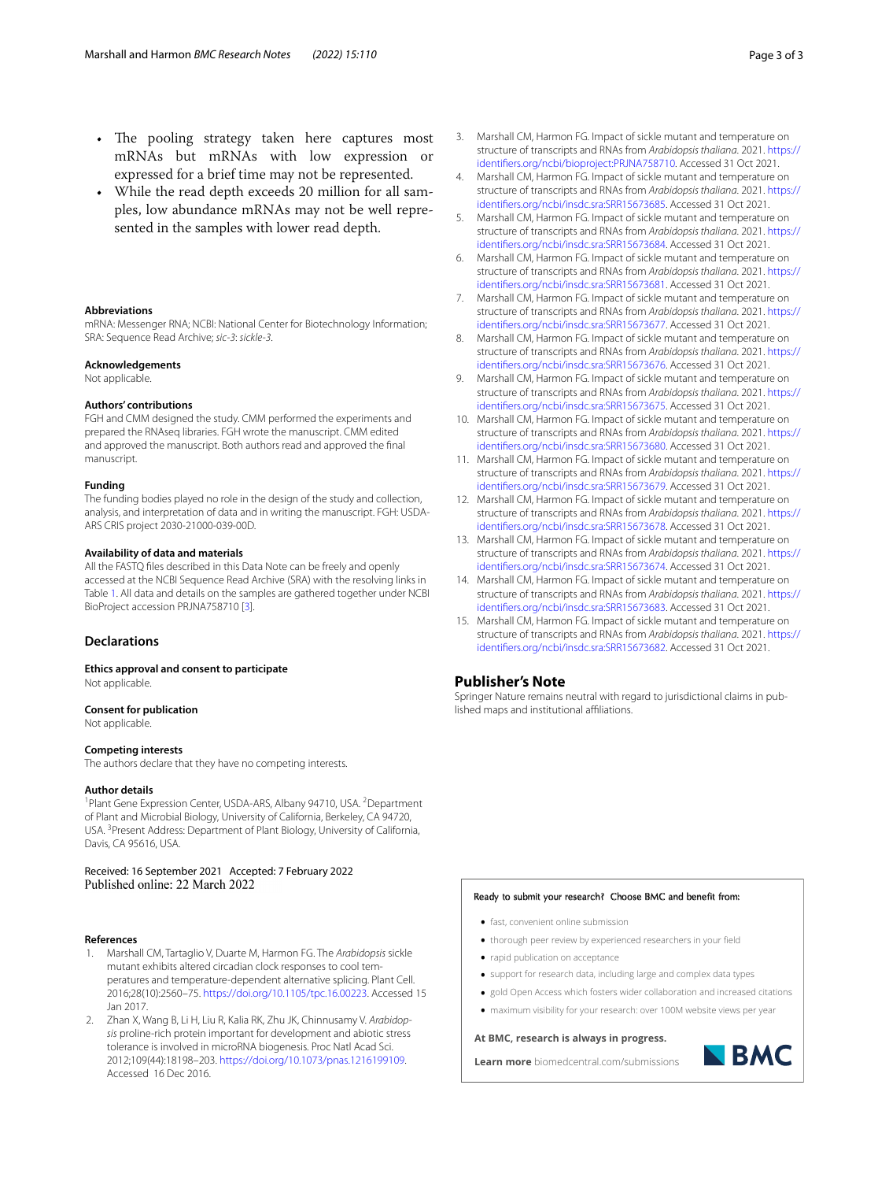- The pooling strategy taken here captures most mRNAs but mRNAs with low expression or expressed for a brief time may not be represented.
- While the read depth exceeds 20 million for all samples, low abundance mRNAs may not be well represented in the samples with lower read depth.

### Abbreviations
mRNA: Messenger RNA; NCBI: National Center for Biotechnology Information; SRA: Sequence Read Archive; *sic-3*: *sickle-3*.

### Acknowledgements
Not applicable.

### Authors' contributions
FGH and CMM designed the study. CMM performed the experiments and prepared the RNAseq libraries. FGH wrote the manuscript. CMM edited and approved the manuscript. Both authors read and approved the final manuscript.

### Funding
The funding bodies played no role in the design of the study and collection, analysis, and interpretation of data and in writing the manuscript. FGH: USDA-ARS CRIS project 2030-21000-039-00D.

### Availability of data and materials
All the FASTQ files described in this Data Note can be freely and openly accessed at the NCBI Sequence Read Archive (SRA) with the resolving links in Table 1. All data and details on the samples are gathered together under NCBI BioProject accession PRJNA758710 [3].

## Declarations

### Ethics approval and consent to participate
Not applicable.

### Consent for publication
Not applicable.

### Competing interests
The authors declare that they have no competing interests.

### Author details
[1]Plant Gene Expression Center, USDA-ARS, Albany 94710, USA. [2]Department of Plant and Microbial Biology, University of California, Berkeley, CA 94720, USA. [3]Present Address: Department of Plant Biology, University of California, Davis, CA 95616, USA.

Received: 16 September 2021 Accepted: 7 February 2022
Published online: 22 March 2022

### References
1. Marshall CM, Tartaglio V, Duarte M, Harmon FG. The *Arabidopsis* sickle mutant exhibits altered circadian clock responses to cool temperatures and temperature-dependent alternative splicing. Plant Cell. 2016;28(10):2560–75. https://doi.org/10.1105/tpc.16.00223. Accessed 15 Jan 2017.
2. Zhan X, Wang B, Li H, Liu R, Kalia RK, Zhu JK, Chinnusamy V. *Arabidopsis* proline-rich protein important for development and abiotic stress tolerance is involved in microRNA biogenesis. Proc Natl Acad Sci. 2012;109(44):18198–203. https://doi.org/10.1073/pnas.1216199109. Accessed 16 Dec 2016.
3. Marshall CM, Harmon FG. Impact of sickle mutant and temperature on structure of transcripts and RNAs from *Arabidopsis thaliana*. 2021. https://identifiers.org/ncbi/bioproject:PRJNA758710. Accessed 31 Oct 2021.
4. Marshall CM, Harmon FG. Impact of sickle mutant and temperature on structure of transcripts and RNAs from *Arabidopsis thaliana*. 2021. https://identifiers.org/ncbi/insdc.sra:SRR15673685. Accessed 31 Oct 2021.
5. Marshall CM, Harmon FG. Impact of sickle mutant and temperature on structure of transcripts and RNAs from *Arabidopsis thaliana*. 2021. https://identifiers.org/ncbi/insdc.sra:SRR15673684. Accessed 31 Oct 2021.
6. Marshall CM, Harmon FG. Impact of sickle mutant and temperature on structure of transcripts and RNAs from *Arabidopsis thaliana*. 2021. https://identifiers.org/ncbi/insdc.sra:SRR15673681. Accessed 31 Oct 2021.
7. Marshall CM, Harmon FG. Impact of sickle mutant and temperature on structure of transcripts and RNAs from *Arabidopsis thaliana*. 2021. https://identifiers.org/ncbi/insdc.sra:SRR15673677. Accessed 31 Oct 2021.
8. Marshall CM, Harmon FG. Impact of sickle mutant and temperature on structure of transcripts and RNAs from *Arabidopsis thaliana*. 2021. https://identifiers.org/ncbi/insdc.sra:SRR15673676. Accessed 31 Oct 2021.
9. Marshall CM, Harmon FG. Impact of sickle mutant and temperature on structure of transcripts and RNAs from *Arabidopsis thaliana*. 2021. https://identifiers.org/ncbi/insdc.sra:SRR15673675. Accessed 31 Oct 2021.
10. Marshall CM, Harmon FG. Impact of sickle mutant and temperature on structure of transcripts and RNAs from *Arabidopsis thaliana*. 2021. https://identifiers.org/ncbi/insdc.sra:SRR15673680. Accessed 31 Oct 2021.
11. Marshall CM, Harmon FG. Impact of sickle mutant and temperature on structure of transcripts and RNAs from *Arabidopsis thaliana*. 2021. https://identifiers.org/ncbi/insdc.sra:SRR15673679. Accessed 31 Oct 2021.
12. Marshall CM, Harmon FG. Impact of sickle mutant and temperature on structure of transcripts and RNAs from *Arabidopsis thaliana*. 2021. https://identifiers.org/ncbi/insdc.sra:SRR15673678. Accessed 31 Oct 2021.
13. Marshall CM, Harmon FG. Impact of sickle mutant and temperature on structure of transcripts and RNAs from *Arabidopsis thaliana*. 2021. https://identifiers.org/ncbi/insdc.sra:SRR15673674. Accessed 31 Oct 2021.
14. Marshall CM, Harmon FG. Impact of sickle mutant and temperature on structure of transcripts and RNAs from *Arabidopsis thaliana*. 2021. https://identifiers.org/ncbi/insdc.sra:SRR15673683. Accessed 31 Oct 2021.
15. Marshall CM, Harmon FG. Impact of sickle mutant and temperature on structure of transcripts and RNAs from *Arabidopsis thaliana*. 2021. https://identifiers.org/ncbi/insdc.sra:SRR15673682. Accessed 31 Oct 2021.

## Publisher's Note
Springer Nature remains neutral with regard to jurisdictional claims in published maps and institutional affiliations.

Ready to submit your research? Choose BMC and benefit from:

- fast, convenient online submission
- thorough peer review by experienced researchers in your field
- rapid publication on acceptance
- support for research data, including large and complex data types
- gold Open Access which fosters wider collaboration and increased citations
- maximum visibility for your research: over 100M website views per year

**At BMC, research is always in progress.**

**Learn more** biomedcentral.com/submissions

BMC